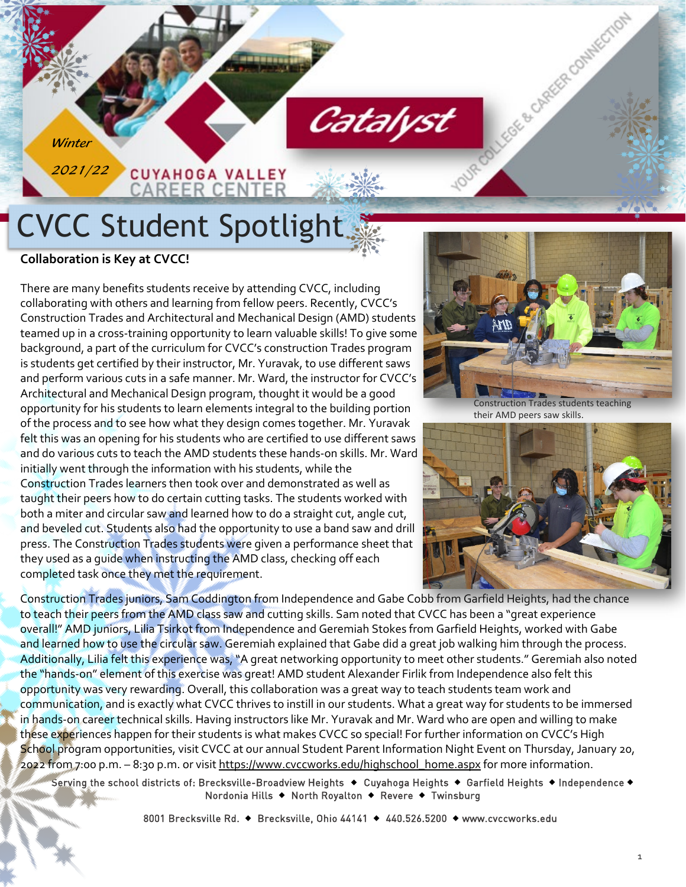Winter 2021/22

CUYAHOGA VALLEY CAREER CENTER

# Catalyst

YOUR COLLEGE & CAREER CONNECTION

# CVCC Student Spotlight

**Collaboration is Key at CVCC!**

There are many benefits students receive by attending CVCC, including collaborating with others and learning from fellow peers. Recently, CVCC's Construction Trades and Architectural and Mechanical Design (AMD) students teamed up in a cross-training opportunity to learn valuable skills! To give some background, a part of the curriculum for CVCC's construction Trades program is students get certified by their instructor, Mr. Yuravak, to use different saws and perform various cuts in a safe manner. Mr. Ward, the instructor for CVCC's Architectural and Mechanical Design program, thought it would be a good opportunity for his students to learn elements integral to the building portion of the process and to see how what they design comes together. Mr. Yuravak felt this was an opening for his students who are certified to use different saws and do various cuts to teach the AMD students these hands-on skills. Mr. Ward initially went through the information with his students, while the Construction Trades learners then took over and demonstrated as well as taught their peers how to do certain cutting tasks. The students worked with both a miter and circular saw and learned how to do a straight cut, angle cut, and beveled cut. Students also had the opportunity to use a band saw and drill press. The Construction Trades students were given a performance sheet that they used as a guide when instructing the AMD class, checking off each completed task once they met the requirement.

Construction Trades students teaching their AMD peers saw skills.

Construction Trades juniors, Sam Coddington from Independence and Gabe Cobb from Garfield Heights, had the chance to teach their peers from the AMD class saw and cutting skills. Sam noted that CVCC has been a "great experience overall!" AMD juniors, Lilia Tsirkot from Independence and Geremiah Stokes from Garfield Heights, worked with Gabe and learned how to use the circular saw. Geremiah explained that Gabe did a great job walking him through the process. Additionally, Lilia felt this experience was, "A great networking opportunity to meet other students." Geremiah also noted the "hands-on" element of this exercise was great! AMD student Alexander Firlik from Independence also felt this opportunity was very rewarding. Overall, this collaboration was a great way to teach students team work and communication, and is exactly what CVCC thrives to instill in our students. What a great way for students to be immersed in hands-on career technical skills. Having instructors like Mr. Yuravak and Mr. Ward who are open and willing to make these experiences happen for their students is what makes CVCC so special! For further information on CVCC's High School program opportunities, visit CVCC at our annual Student Parent Information Night Event on Thursday, January 20, 2022 from 7:00 p.m. – 8:30 p.m. or visit https://www.cvccworks.edu/highschool_home.aspx for more information.

Serving the school districts of: Brecksville-Broadview Heights ◆ Cuyahoga Heights ◆ Garfield Heights ◆ Independence ◆ Nordonia Hills ◆ North Royalton ◆ Revere ◆ Twinsburg

8001 Brecksville Rd. ◆ Brecksville, Ohio 44141 ◆ 440.526.5200 ◆ www.cvccworks.edu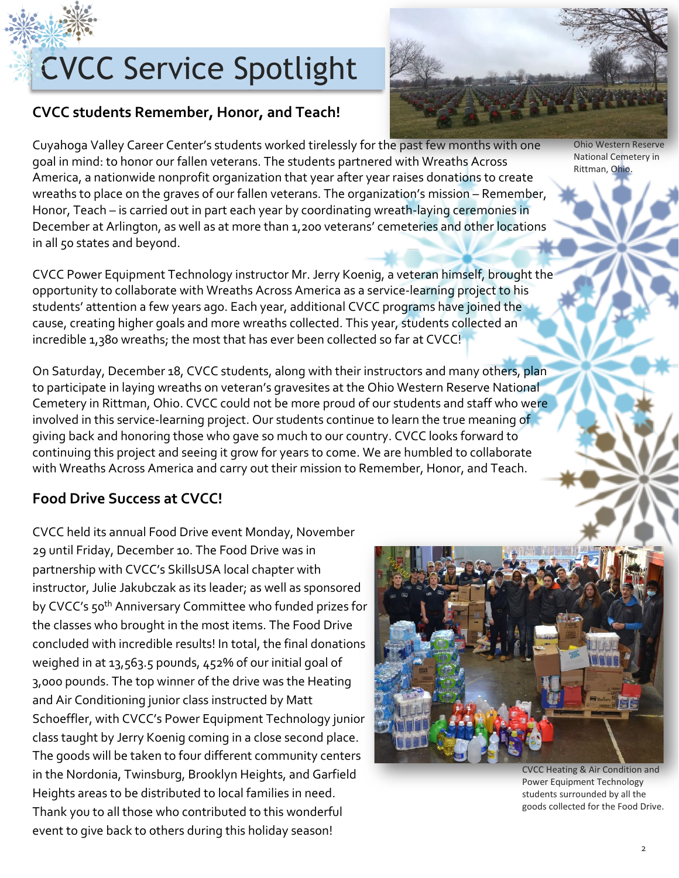# CVCC Service Spotlight

## CVCC students Remember, Honor, and Teach!

Ohio Western Reserve National Cemetery in Rittman, Ohio.

Cuyahoga Valley Career Center's students worked tirelessly for the past few months with one goal in mind: to honor our fallen veterans. The students partnered with Wreaths Across America, a nationwide nonprofit organization that year after year raises donations to create wreaths to place on the graves of our fallen veterans. The organization's mission – Remember, Honor, Teach – is carried out in part each year by coordinating wreath-laying ceremonies in December at Arlington, as well as at more than 1,200 veterans' cemeteries and other locations in all 50 states and beyond.

CVCC Power Equipment Technology instructor Mr. Jerry Koenig, a veteran himself, brought the opportunity to collaborate with Wreaths Across America as a service-learning project to his students' attention a few years ago. Each year, additional CVCC programs have joined the cause, creating higher goals and more wreaths collected. This year, students collected an incredible 1,380 wreaths; the most that has ever been collected so far at CVCC!

On Saturday, December 18, CVCC students, along with their instructors and many others, plan to participate in laying wreaths on veteran's gravesites at the Ohio Western Reserve National Cemetery in Rittman, Ohio. CVCC could not be more proud of our students and staff who were involved in this service-learning project. Our students continue to learn the true meaning of giving back and honoring those who gave so much to our country. CVCC looks forward to continuing this project and seeing it grow for years to come. We are humbled to collaborate with Wreaths Across America and carry out their mission to Remember, Honor, and Teach.

## Food Drive Success at CVCC!

CVCC held its annual Food Drive event Monday, November 29 until Friday, December 10. The Food Drive was in partnership with CVCC's SkillsUSA local chapter with instructor, Julie Jakubczak as its leader; as well as sponsored by CVCC's 50th Anniversary Committee who funded prizes for the classes who brought in the most items. The Food Drive concluded with incredible results! In total, the final donations weighed in at 13,563.5 pounds, 452% of our initial goal of 3,000 pounds. The top winner of the drive was the Heating and Air Conditioning junior class instructed by Matt Schoeffler, with CVCC's Power Equipment Technology junior class taught by Jerry Koenig coming in a close second place. The goods will be taken to four different community centers in the Nordonia, Twinsburg, Brooklyn Heights, and Garfield Heights areas to be distributed to local families in need. Thank you to all those who contributed to this wonderful event to give back to others during this holiday season!

CVCC Heating & Air Condition and Power Equipment Technology students surrounded by all the goods collected for the Food Drive.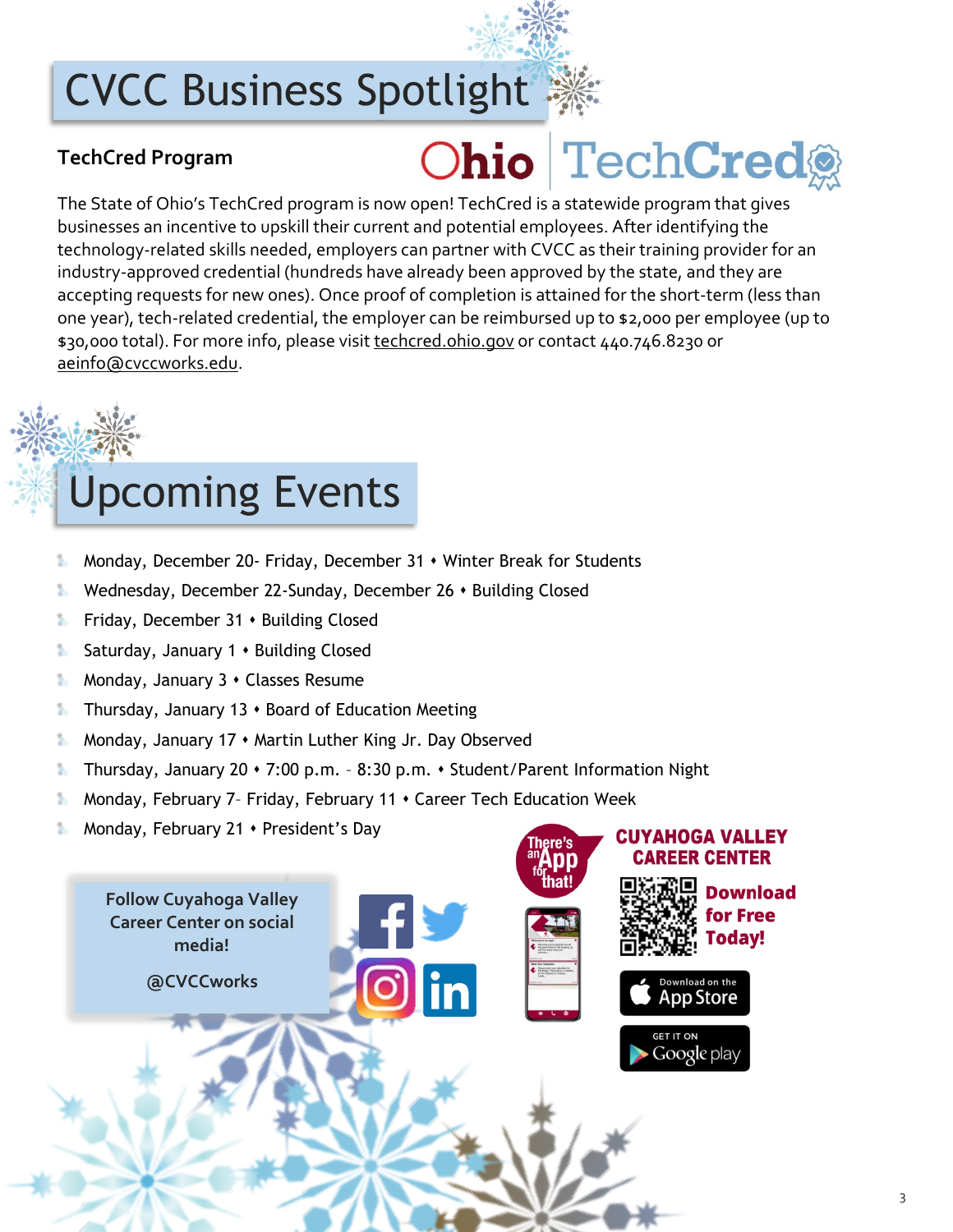# CVCC Business Spotlight

### TechCred Program

Ohio TechCred

The State of Ohio's TechCred program is now open! TechCred is a statewide program that gives businesses an incentive to upskill their current and potential employees. After identifying the technology-related skills needed, employers can partner with CVCC as their training provider for an industry-approved credential (hundreds have already been approved by the state, and they are accepting requests for new ones). Once proof of completion is attained for the short-term (less than one year), tech-related credential, the employer can be reimbursed up to $2,000 per employee (up to $30,000 total). For more info, please visit techcred.ohio.gov or contact 440.746.8230 or aeinfo@cvccworks.edu.

# Upcoming Events

- Monday, December 20- Friday, December 31 • Winter Break for Students
- Wednesday, December 22-Sunday, December 26 • Building Closed
- Friday, December 31 • Building Closed
- Saturday, January 1 • Building Closed
- Monday, January 3 • Classes Resume
- Thursday, January 13 • Board of Education Meeting
- Monday, January 17 • Martin Luther King Jr. Day Observed
- Thursday, January 20 • 7:00 p.m. – 8:30 p.m. • Student/Parent Information Night
- Monday, February 7– Friday, February 11 • Career Tech Education Week
- Monday, February 21 • President's Day

Follow Cuyahoga Valley Career Center on social media!

@CVCCworks

There's an App for that!

**CUYAHOGA VALLEY CAREER CENTER**

**Download for Free Today!**

Download on the App Store

GET IT ON Google play